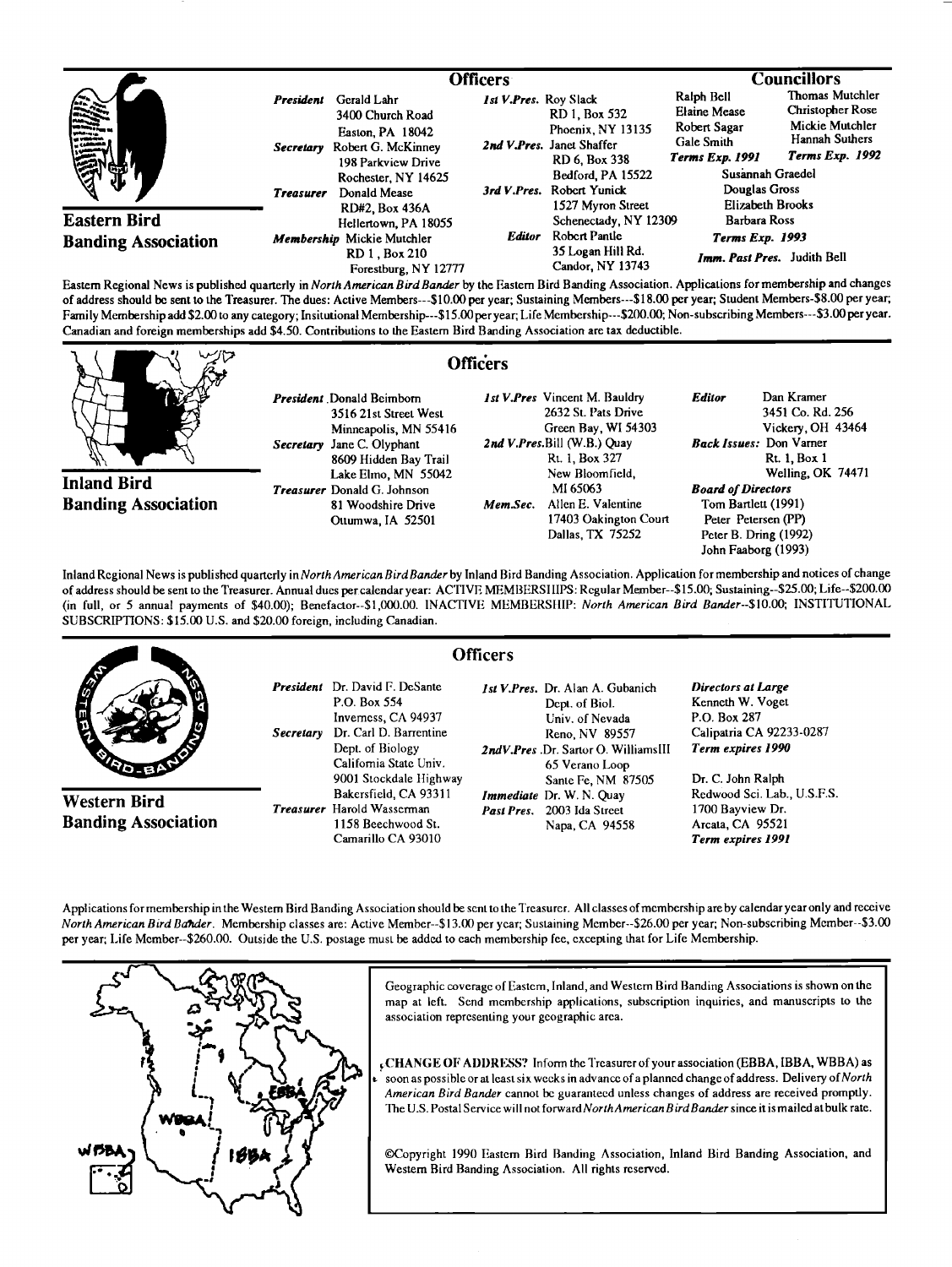## Eastern Bird Banding Association

### Officers

*President* Gerald Lahr
3400 Church Road
Easton, PA 18042

*Secretary* Robert G. McKinney
198 Parkview Drive
Rochester, NY 14625

*Treasurer* Donald Mease
RD#2, Box 436A
Hellertown, PA 18055

*Membership* Mickie Mutchler
RD 1, Box 210
Forestburg, NY 12777

*1st V.Pres.* Roy Slack
RD 1, Box 532
Phoenix, NY 13135

*2nd V.Pres.* Janet Shaffer
RD 6, Box 338
Bedford, PA 15522

*3rd V.Pres.* Robert Yunick
1527 Myron Street
Schenectady, NY 12309

*Editor* Robert Pantle
35 Logan Hill Rd.
Candor, NY 13743

### Councillors

Ralph Bell
Elaine Mease
Robert Sagar
Gale Smith
***Terms Exp. 1991***

Thomas Mutchler
Christopher Rose
Mickie Mutchler
Hannah Suthers
***Terms Exp. 1992***

Susannah Graedel
Douglas Gross
Elizabeth Brooks
Barbara Ross
***Terms Exp. 1993***

***Imm. Past Pres.*** Judith Bell

Eastern Regional News is published quarterly in *North American Bird Bander* by the Eastern Bird Banding Association. Applications for membership and changes of address should be sent to the Treasurer. The dues: Active Members---$10.00 per year; Sustaining Members---$18.00 per year; Student Members-$8.00 per year; Family Membership add $2.00 to any category; Insitutional Membership---$15.00 per year; Life Membership---$200.00; Non-subscribing Members---$3.00 per year. Canadian and foreign memberships add $4.50. Contributions to the Eastern Bird Banding Association are tax deductible.

## Inland Bird Banding Association

### Officers

*President* Donald Beimborn
3516 21st Street West
Minneapolis, MN 55416

*Secretary* Jane C. Olyphant
8609 Hidden Bay Trail
Lake Elmo, MN 55042

*Treasurer* Donald G. Johnson
81 Woodshire Drive
Ottumwa, IA 52501

*1st V.Pres* Vincent M. Bauldry
2632 St. Pats Drive
Green Bay, WI 54303

*2nd V.Pres.* Bill (W.B.) Quay
Rt. 1, Box 327
New Bloomfield,
MI 65063

*Mem.Sec.* Allen E. Valentine
17403 Oakington Court
Dallas, TX 75252

*Editor* Dan Kramer
3451 Co. Rd. 256
Vickery, OH 43464

*Back Issues:* Don Varner
Rt. 1, Box 1
Welling, OK 74471

***Board of Directors***
Tom Bartlett (1991)
Peter Petersen (PP)
Peter B. Dring (1992)
John Faaborg (1993)

Inland Regional News is published quarterly in *North American Bird Bander* by Inland Bird Banding Association. Application for membership and notices of change of address should be sent to the Treasurer. Annual dues per calendar year: ACTIVE MEMBERSHIPS: Regular Member--$15.00; Sustaining--$25.00; Life--$200.00 (in full, or 5 annual payments of $40.00); Benefactor--$1,000.00. INACTIVE MEMBERSHIP: *North American Bird Bander*--$10.00; INSTITUTIONAL SUBSCRIPTIONS: $15.00 U.S. and $20.00 foreign, including Canadian.

## Western Bird Banding Association

### Officers

*President* Dr. David F. DeSante
P.O. Box 554
Inverness, CA 94937

*Secretary* Dr. Carl D. Barrentine
Dept. of Biology
California State Univ.
9001 Stockdale Highway
Bakersfield, CA 93311

*Treasurer* Harold Wasserman
1158 Beechwood St.
Camarillo CA 93010

*1st V.Pres.* Dr. Alan A. Gubanich
Dept. of Biol.
Univ. of Nevada
Reno, NV 89557

*2ndV.Pres* .Dr. Sartor O. WilliamsIII
65 Verano Loop
Sante Fe, NM 87505

*Immediate Past Pres.* Dr. W. N. Quay
2003 Ida Street
Napa, CA 94558

***Directors at Large***
Kenneth W. Voget
P.O. Box 287
Calipatria CA 92233-0287
***Term expires 1990***

Dr. C. John Ralph
Redwood Sci. Lab., U.S.F.S.
1700 Bayview Dr.
Arcata, CA 95521
***Term expires 1991***

Applications for membership in the Western Bird Banding Association should be sent to the Treasurer. All classes of membership are by calendar year only and receive *North American Bird Bander*. Membership classes are: Active Member--$13.00 per year; Sustaining Member--$26.00 per year; Non-subscribing Member--$3.00 per year; Life Member--$260.00. Outside the U.S. postage must be added to each membership fee, excepting that for Life Membership.

Geographic coverage of Eastern, Inland, and Western Bird Banding Associations is shown on the map at left. Send membership applications, subscription inquiries, and manuscripts to the association representing your geographic area.

**CHANGE OF ADDRESS?** Inform the Treasurer of your association (EBBA, IBBA, WBBA) as soon as possible or at least six weeks in advance of a planned change of address. Delivery of *North American Bird Bander* cannot be guaranteed unless changes of address are received promptly. The U.S. Postal Service will not forward *North American Bird Bander* since it is mailed at bulk rate.

©Copyright 1990 Eastern Bird Banding Association, Inland Bird Banding Association, and Western Bird Banding Association. All rights reserved.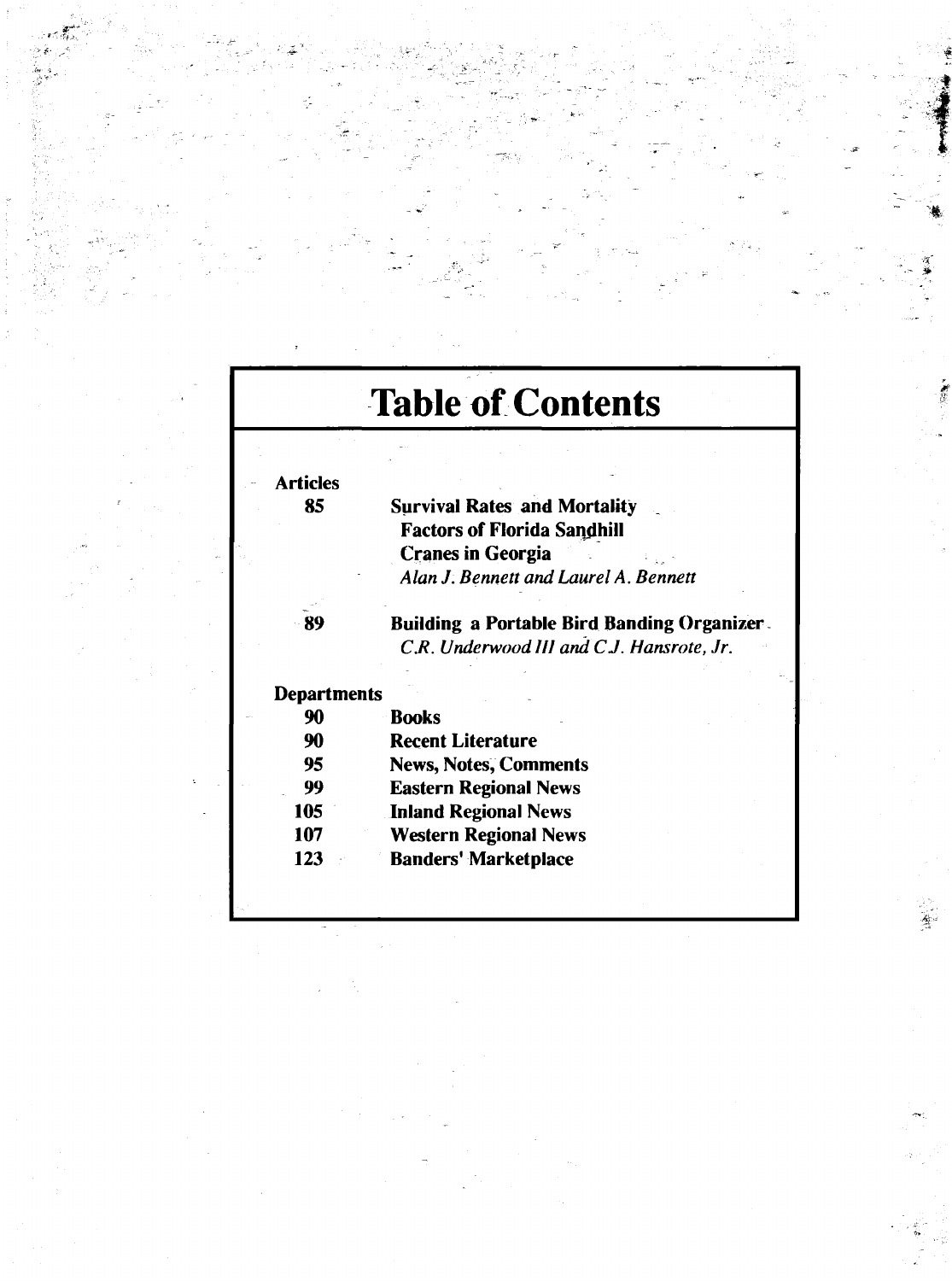# Table of Contents

## Articles

| | |
|---|---|
| **85** | **Survival Rates and Mortality Factors of Florida Sandhill Cranes in Georgia**<br>*Alan J. Bennett and Laurel A. Bennett* |
| **89** | **Building a Portable Bird Banding Organizer**<br>*C.R. Underwood III and C.J. Hansrote, Jr.* |

## Departments

| | |
|---|---|
| **90** | **Books** |
| **90** | **Recent Literature** |
| **95** | **News, Notes, Comments** |
| **99** | **Eastern Regional News** |
| **105** | **Inland Regional News** |
| **107** | **Western Regional News** |
| **123** | **Banders' Marketplace** |